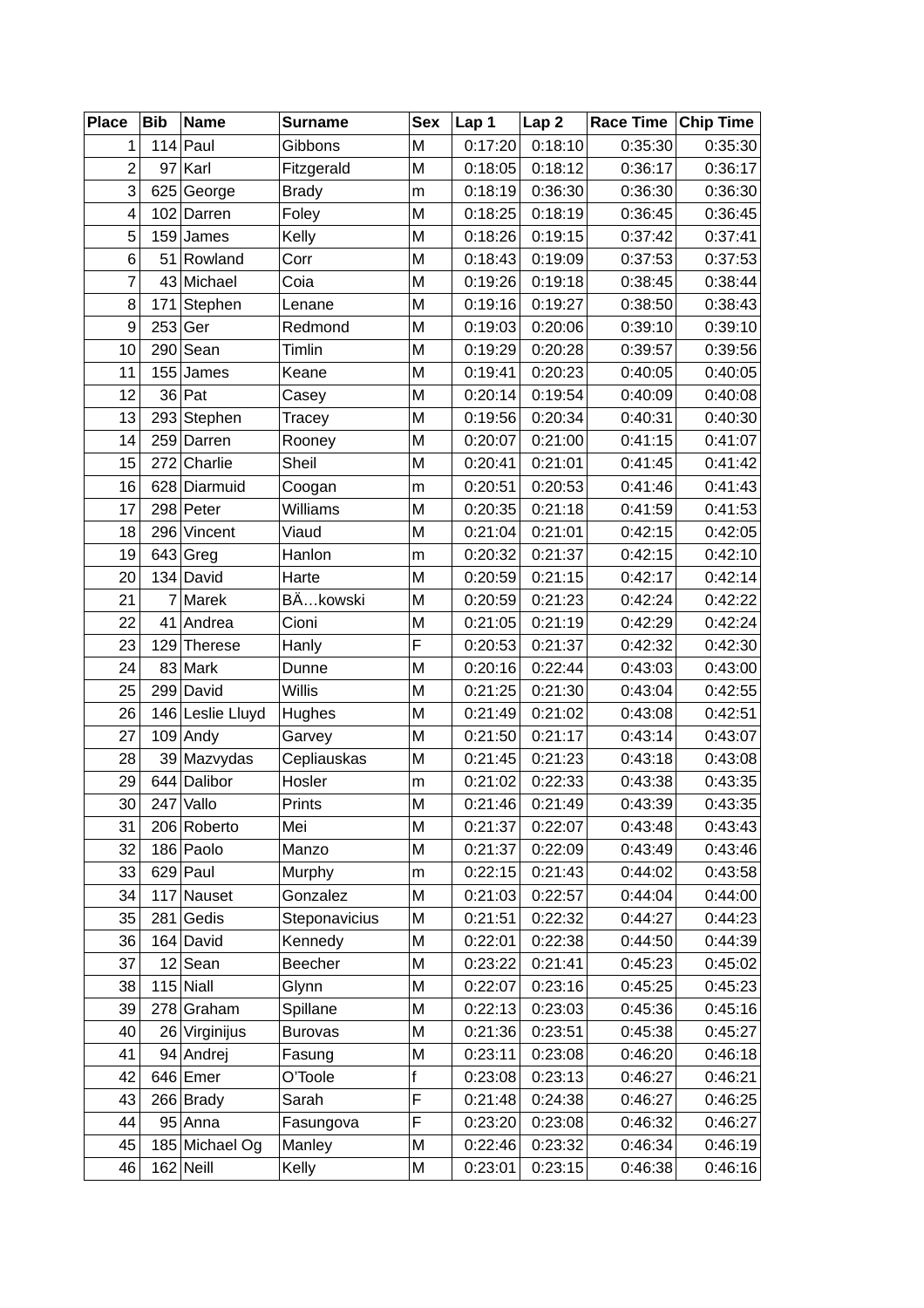| Place | Bib | Name | Surname | Sex | Lap 1 | Lap 2 | Race Time | Chip Time |
|---|---|---|---|---|---|---|---|---|
| 1 | 114 | Paul | Gibbons | M | 0:17:20 | 0:18:10 | 0:35:30 | 0:35:30 |
| 2 | 97 | Karl | Fitzgerald | M | 0:18:05 | 0:18:12 | 0:36:17 | 0:36:17 |
| 3 | 625 | George | Brady | m | 0:18:19 | 0:36:30 | 0:36:30 | 0:36:30 |
| 4 | 102 | Darren | Foley | M | 0:18:25 | 0:18:19 | 0:36:45 | 0:36:45 |
| 5 | 159 | James | Kelly | M | 0:18:26 | 0:19:15 | 0:37:42 | 0:37:41 |
| 6 | 51 | Rowland | Corr | M | 0:18:43 | 0:19:09 | 0:37:53 | 0:37:53 |
| 7 | 43 | Michael | Coia | M | 0:19:26 | 0:19:18 | 0:38:45 | 0:38:44 |
| 8 | 171 | Stephen | Lenane | M | 0:19:16 | 0:19:27 | 0:38:50 | 0:38:43 |
| 9 | 253 | Ger | Redmond | M | 0:19:03 | 0:20:06 | 0:39:10 | 0:39:10 |
| 10 | 290 | Sean | Timlin | M | 0:19:29 | 0:20:28 | 0:39:57 | 0:39:56 |
| 11 | 155 | James | Keane | M | 0:19:41 | 0:20:23 | 0:40:05 | 0:40:05 |
| 12 | 36 | Pat | Casey | M | 0:20:14 | 0:19:54 | 0:40:09 | 0:40:08 |
| 13 | 293 | Stephen | Tracey | M | 0:19:56 | 0:20:34 | 0:40:31 | 0:40:30 |
| 14 | 259 | Darren | Rooney | M | 0:20:07 | 0:21:00 | 0:41:15 | 0:41:07 |
| 15 | 272 | Charlie | Sheil | M | 0:20:41 | 0:21:01 | 0:41:45 | 0:41:42 |
| 16 | 628 | Diarmuid | Coogan | m | 0:20:51 | 0:20:53 | 0:41:46 | 0:41:43 |
| 17 | 298 | Peter | Williams | M | 0:20:35 | 0:21:18 | 0:41:59 | 0:41:53 |
| 18 | 296 | Vincent | Viaud | M | 0:21:04 | 0:21:01 | 0:42:15 | 0:42:05 |
| 19 | 643 | Greg | Hanlon | m | 0:20:32 | 0:21:37 | 0:42:15 | 0:42:10 |
| 20 | 134 | David | Harte | M | 0:20:59 | 0:21:15 | 0:42:17 | 0:42:14 |
| 21 | 7 | Marek | BÄ…kowski | M | 0:20:59 | 0:21:23 | 0:42:24 | 0:42:22 |
| 22 | 41 | Andrea | Cioni | M | 0:21:05 | 0:21:19 | 0:42:29 | 0:42:24 |
| 23 | 129 | Therese | Hanly | F | 0:20:53 | 0:21:37 | 0:42:32 | 0:42:30 |
| 24 | 83 | Mark | Dunne | M | 0:20:16 | 0:22:44 | 0:43:03 | 0:43:00 |
| 25 | 299 | David | Willis | M | 0:21:25 | 0:21:30 | 0:43:04 | 0:42:55 |
| 26 | 146 | Leslie Lluyd | Hughes | M | 0:21:49 | 0:21:02 | 0:43:08 | 0:42:51 |
| 27 | 109 | Andy | Garvey | M | 0:21:50 | 0:21:17 | 0:43:14 | 0:43:07 |
| 28 | 39 | Mazvydas | Cepliauskas | M | 0:21:45 | 0:21:23 | 0:43:18 | 0:43:08 |
| 29 | 644 | Dalibor | Hosler | m | 0:21:02 | 0:22:33 | 0:43:38 | 0:43:35 |
| 30 | 247 | Vallo | Prints | M | 0:21:46 | 0:21:49 | 0:43:39 | 0:43:35 |
| 31 | 206 | Roberto | Mei | M | 0:21:37 | 0:22:07 | 0:43:48 | 0:43:43 |
| 32 | 186 | Paolo | Manzo | M | 0:21:37 | 0:22:09 | 0:43:49 | 0:43:46 |
| 33 | 629 | Paul | Murphy | m | 0:22:15 | 0:21:43 | 0:44:02 | 0:43:58 |
| 34 | 117 | Nauset | Gonzalez | M | 0:21:03 | 0:22:57 | 0:44:04 | 0:44:00 |
| 35 | 281 | Gedis | Steponavicius | M | 0:21:51 | 0:22:32 | 0:44:27 | 0:44:23 |
| 36 | 164 | David | Kennedy | M | 0:22:01 | 0:22:38 | 0:44:50 | 0:44:39 |
| 37 | 12 | Sean | Beecher | M | 0:23:22 | 0:21:41 | 0:45:23 | 0:45:02 |
| 38 | 115 | Niall | Glynn | M | 0:22:07 | 0:23:16 | 0:45:25 | 0:45:23 |
| 39 | 278 | Graham | Spillane | M | 0:22:13 | 0:23:03 | 0:45:36 | 0:45:16 |
| 40 | 26 | Virginijus | Burovas | M | 0:21:36 | 0:23:51 | 0:45:38 | 0:45:27 |
| 41 | 94 | Andrej | Fasung | M | 0:23:11 | 0:23:08 | 0:46:20 | 0:46:18 |
| 42 | 646 | Emer | O'Toole | f | 0:23:08 | 0:23:13 | 0:46:27 | 0:46:21 |
| 43 | 266 | Brady | Sarah | F | 0:21:48 | 0:24:38 | 0:46:27 | 0:46:25 |
| 44 | 95 | Anna | Fasungova | F | 0:23:20 | 0:23:08 | 0:46:32 | 0:46:27 |
| 45 | 185 | Michael Og | Manley | M | 0:22:46 | 0:23:32 | 0:46:34 | 0:46:19 |
| 46 | 162 | Neill | Kelly | M | 0:23:01 | 0:23:15 | 0:46:38 | 0:46:16 |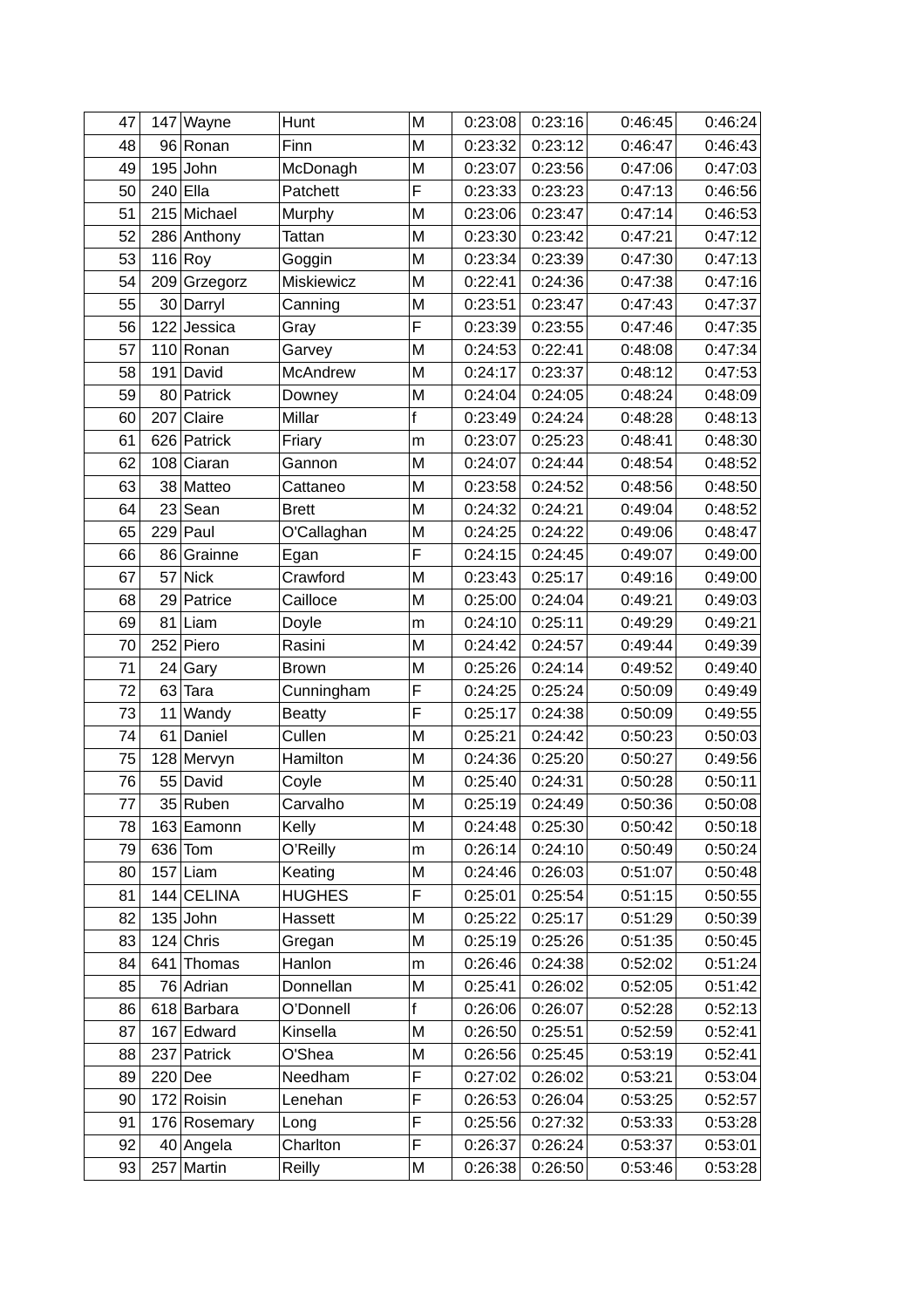| | | | | | | | | |
|---|---|---|---|---|---|---|---|---|
| 47 | 147 | Wayne | Hunt | M | 0:23:08 | 0:23:16 | 0:46:45 | 0:46:24 |
| 48 | 96 | Ronan | Finn | M | 0:23:32 | 0:23:12 | 0:46:47 | 0:46:43 |
| 49 | 195 | John | McDonagh | M | 0:23:07 | 0:23:56 | 0:47:06 | 0:47:03 |
| 50 | 240 | Ella | Patchett | F | 0:23:33 | 0:23:23 | 0:47:13 | 0:46:56 |
| 51 | 215 | Michael | Murphy | M | 0:23:06 | 0:23:47 | 0:47:14 | 0:46:53 |
| 52 | 286 | Anthony | Tattan | M | 0:23:30 | 0:23:42 | 0:47:21 | 0:47:12 |
| 53 | 116 | Roy | Goggin | M | 0:23:34 | 0:23:39 | 0:47:30 | 0:47:13 |
| 54 | 209 | Grzegorz | Miskiewicz | M | 0:22:41 | 0:24:36 | 0:47:38 | 0:47:16 |
| 55 | 30 | Darryl | Canning | M | 0:23:51 | 0:23:47 | 0:47:43 | 0:47:37 |
| 56 | 122 | Jessica | Gray | F | 0:23:39 | 0:23:55 | 0:47:46 | 0:47:35 |
| 57 | 110 | Ronan | Garvey | M | 0:24:53 | 0:22:41 | 0:48:08 | 0:47:34 |
| 58 | 191 | David | McAndrew | M | 0:24:17 | 0:23:37 | 0:48:12 | 0:47:53 |
| 59 | 80 | Patrick | Downey | M | 0:24:04 | 0:24:05 | 0:48:24 | 0:48:09 |
| 60 | 207 | Claire | Millar | f | 0:23:49 | 0:24:24 | 0:48:28 | 0:48:13 |
| 61 | 626 | Patrick | Friary | m | 0:23:07 | 0:25:23 | 0:48:41 | 0:48:30 |
| 62 | 108 | Ciaran | Gannon | M | 0:24:07 | 0:24:44 | 0:48:54 | 0:48:52 |
| 63 | 38 | Matteo | Cattaneo | M | 0:23:58 | 0:24:52 | 0:48:56 | 0:48:50 |
| 64 | 23 | Sean | Brett | M | 0:24:32 | 0:24:21 | 0:49:04 | 0:48:52 |
| 65 | 229 | Paul | O'Callaghan | M | 0:24:25 | 0:24:22 | 0:49:06 | 0:48:47 |
| 66 | 86 | Grainne | Egan | F | 0:24:15 | 0:24:45 | 0:49:07 | 0:49:00 |
| 67 | 57 | Nick | Crawford | M | 0:23:43 | 0:25:17 | 0:49:16 | 0:49:00 |
| 68 | 29 | Patrice | Cailloce | M | 0:25:00 | 0:24:04 | 0:49:21 | 0:49:03 |
| 69 | 81 | Liam | Doyle | m | 0:24:10 | 0:25:11 | 0:49:29 | 0:49:21 |
| 70 | 252 | Piero | Rasini | M | 0:24:42 | 0:24:57 | 0:49:44 | 0:49:39 |
| 71 | 24 | Gary | Brown | M | 0:25:26 | 0:24:14 | 0:49:52 | 0:49:40 |
| 72 | 63 | Tara | Cunningham | F | 0:24:25 | 0:25:24 | 0:50:09 | 0:49:49 |
| 73 | 11 | Wandy | Beatty | F | 0:25:17 | 0:24:38 | 0:50:09 | 0:49:55 |
| 74 | 61 | Daniel | Cullen | M | 0:25:21 | 0:24:42 | 0:50:23 | 0:50:03 |
| 75 | 128 | Mervyn | Hamilton | M | 0:24:36 | 0:25:20 | 0:50:27 | 0:49:56 |
| 76 | 55 | David | Coyle | M | 0:25:40 | 0:24:31 | 0:50:28 | 0:50:11 |
| 77 | 35 | Ruben | Carvalho | M | 0:25:19 | 0:24:49 | 0:50:36 | 0:50:08 |
| 78 | 163 | Eamonn | Kelly | M | 0:24:48 | 0:25:30 | 0:50:42 | 0:50:18 |
| 79 | 636 | Tom | O'Reilly | m | 0:26:14 | 0:24:10 | 0:50:49 | 0:50:24 |
| 80 | 157 | Liam | Keating | M | 0:24:46 | 0:26:03 | 0:51:07 | 0:50:48 |
| 81 | 144 | CELINA | HUGHES | F | 0:25:01 | 0:25:54 | 0:51:15 | 0:50:55 |
| 82 | 135 | John | Hassett | M | 0:25:22 | 0:25:17 | 0:51:29 | 0:50:39 |
| 83 | 124 | Chris | Gregan | M | 0:25:19 | 0:25:26 | 0:51:35 | 0:50:45 |
| 84 | 641 | Thomas | Hanlon | m | 0:26:46 | 0:24:38 | 0:52:02 | 0:51:24 |
| 85 | 76 | Adrian | Donnellan | M | 0:25:41 | 0:26:02 | 0:52:05 | 0:51:42 |
| 86 | 618 | Barbara | O'Donnell | f | 0:26:06 | 0:26:07 | 0:52:28 | 0:52:13 |
| 87 | 167 | Edward | Kinsella | M | 0:26:50 | 0:25:51 | 0:52:59 | 0:52:41 |
| 88 | 237 | Patrick | O'Shea | M | 0:26:56 | 0:25:45 | 0:53:19 | 0:52:41 |
| 89 | 220 | Dee | Needham | F | 0:27:02 | 0:26:02 | 0:53:21 | 0:53:04 |
| 90 | 172 | Roisin | Lenehan | F | 0:26:53 | 0:26:04 | 0:53:25 | 0:52:57 |
| 91 | 176 | Rosemary | Long | F | 0:25:56 | 0:27:32 | 0:53:33 | 0:53:28 |
| 92 | 40 | Angela | Charlton | F | 0:26:37 | 0:26:24 | 0:53:37 | 0:53:01 |
| 93 | 257 | Martin | Reilly | M | 0:26:38 | 0:26:50 | 0:53:46 | 0:53:28 |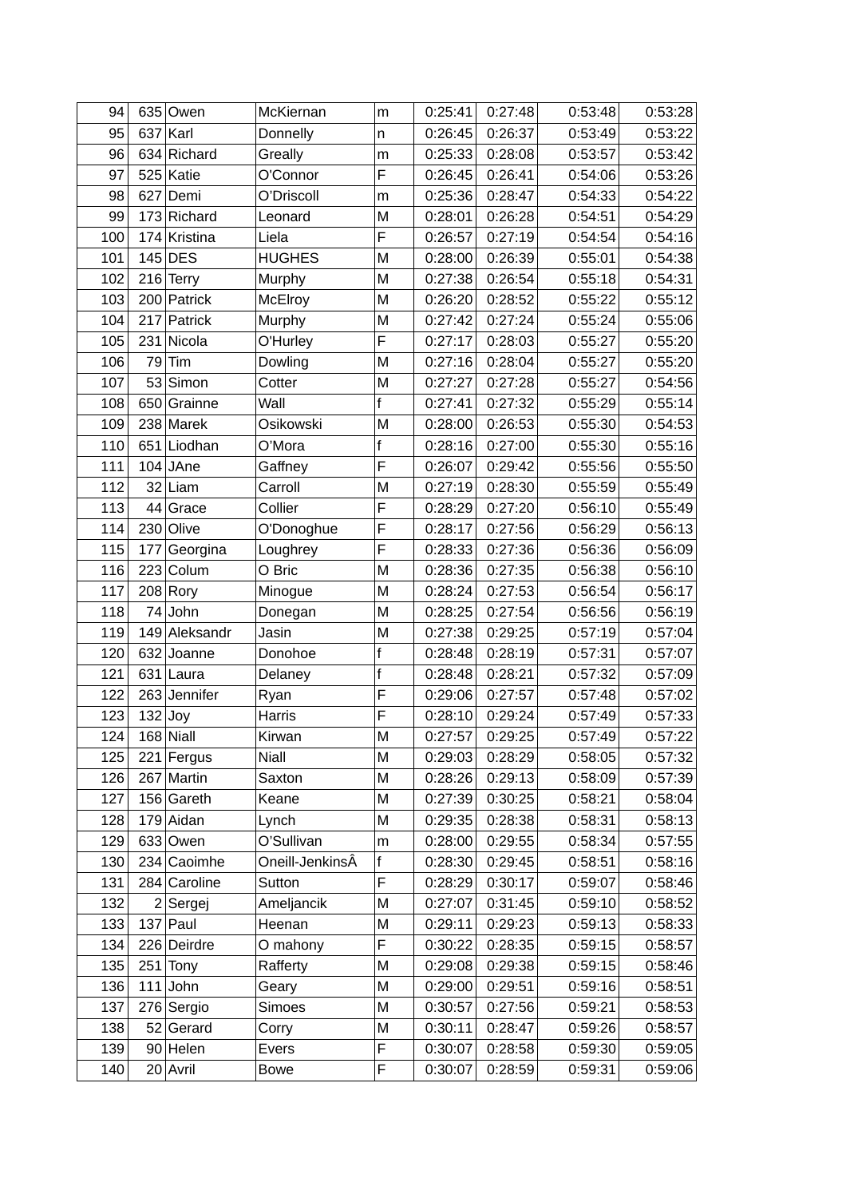| | | | | | | | | |
|---|---|---|---|---|---|---|---|---|
| 94 | 635 | Owen | McKiernan | m | 0:25:41 | 0:27:48 | 0:53:48 | 0:53:28 |
| 95 | 637 | Karl | Donnelly | n | 0:26:45 | 0:26:37 | 0:53:49 | 0:53:22 |
| 96 | 634 | Richard | Greally | m | 0:25:33 | 0:28:08 | 0:53:57 | 0:53:42 |
| 97 | 525 | Katie | O'Connor | F | 0:26:45 | 0:26:41 | 0:54:06 | 0:53:26 |
| 98 | 627 | Demi | O'Driscoll | m | 0:25:36 | 0:28:47 | 0:54:33 | 0:54:22 |
| 99 | 173 | Richard | Leonard | M | 0:28:01 | 0:26:28 | 0:54:51 | 0:54:29 |
| 100 | 174 | Kristina | Liela | F | 0:26:57 | 0:27:19 | 0:54:54 | 0:54:16 |
| 101 | 145 | DES | HUGHES | M | 0:28:00 | 0:26:39 | 0:55:01 | 0:54:38 |
| 102 | 216 | Terry | Murphy | M | 0:27:38 | 0:26:54 | 0:55:18 | 0:54:31 |
| 103 | 200 | Patrick | McElroy | M | 0:26:20 | 0:28:52 | 0:55:22 | 0:55:12 |
| 104 | 217 | Patrick | Murphy | M | 0:27:42 | 0:27:24 | 0:55:24 | 0:55:06 |
| 105 | 231 | Nicola | O'Hurley | F | 0:27:17 | 0:28:03 | 0:55:27 | 0:55:20 |
| 106 | 79 | Tim | Dowling | M | 0:27:16 | 0:28:04 | 0:55:27 | 0:55:20 |
| 107 | 53 | Simon | Cotter | M | 0:27:27 | 0:27:28 | 0:55:27 | 0:54:56 |
| 108 | 650 | Grainne | Wall | f | 0:27:41 | 0:27:32 | 0:55:29 | 0:55:14 |
| 109 | 238 | Marek | Osikowski | M | 0:28:00 | 0:26:53 | 0:55:30 | 0:54:53 |
| 110 | 651 | Liodhan | O'Mora | f | 0:28:16 | 0:27:00 | 0:55:30 | 0:55:16 |
| 111 | 104 | JAne | Gaffney | F | 0:26:07 | 0:29:42 | 0:55:56 | 0:55:50 |
| 112 | 32 | Liam | Carroll | M | 0:27:19 | 0:28:30 | 0:55:59 | 0:55:49 |
| 113 | 44 | Grace | Collier | F | 0:28:29 | 0:27:20 | 0:56:10 | 0:55:49 |
| 114 | 230 | Olive | O'Donoghue | F | 0:28:17 | 0:27:56 | 0:56:29 | 0:56:13 |
| 115 | 177 | Georgina | Loughrey | F | 0:28:33 | 0:27:36 | 0:56:36 | 0:56:09 |
| 116 | 223 | Colum | O Bric | M | 0:28:36 | 0:27:35 | 0:56:38 | 0:56:10 |
| 117 | 208 | Rory | Minogue | M | 0:28:24 | 0:27:53 | 0:56:54 | 0:56:17 |
| 118 | 74 | John | Donegan | M | 0:28:25 | 0:27:54 | 0:56:56 | 0:56:19 |
| 119 | 149 | Aleksandr | Jasin | M | 0:27:38 | 0:29:25 | 0:57:19 | 0:57:04 |
| 120 | 632 | Joanne | Donohoe | f | 0:28:48 | 0:28:19 | 0:57:31 | 0:57:07 |
| 121 | 631 | Laura | Delaney | f | 0:28:48 | 0:28:21 | 0:57:32 | 0:57:09 |
| 122 | 263 | Jennifer | Ryan | F | 0:29:06 | 0:27:57 | 0:57:48 | 0:57:02 |
| 123 | 132 | Joy | Harris | F | 0:28:10 | 0:29:24 | 0:57:49 | 0:57:33 |
| 124 | 168 | Niall | Kirwan | M | 0:27:57 | 0:29:25 | 0:57:49 | 0:57:22 |
| 125 | 221 | Fergus | Niall | M | 0:29:03 | 0:28:29 | 0:58:05 | 0:57:32 |
| 126 | 267 | Martin | Saxton | M | 0:28:26 | 0:29:13 | 0:58:09 | 0:57:39 |
| 127 | 156 | Gareth | Keane | M | 0:27:39 | 0:30:25 | 0:58:21 | 0:58:04 |
| 128 | 179 | Aidan | Lynch | M | 0:29:35 | 0:28:38 | 0:58:31 | 0:58:13 |
| 129 | 633 | Owen | O'Sullivan | m | 0:28:00 | 0:29:55 | 0:58:34 | 0:57:55 |
| 130 | 234 | Caoimhe | Oneill-JenkinsÂ | f | 0:28:30 | 0:29:45 | 0:58:51 | 0:58:16 |
| 131 | 284 | Caroline | Sutton | F | 0:28:29 | 0:30:17 | 0:59:07 | 0:58:46 |
| 132 | 2 | Sergej | Ameljancik | M | 0:27:07 | 0:31:45 | 0:59:10 | 0:58:52 |
| 133 | 137 | Paul | Heenan | M | 0:29:11 | 0:29:23 | 0:59:13 | 0:58:33 |
| 134 | 226 | Deirdre | O mahony | F | 0:30:22 | 0:28:35 | 0:59:15 | 0:58:57 |
| 135 | 251 | Tony | Rafferty | M | 0:29:08 | 0:29:38 | 0:59:15 | 0:58:46 |
| 136 | 111 | John | Geary | M | 0:29:00 | 0:29:51 | 0:59:16 | 0:58:51 |
| 137 | 276 | Sergio | Simoes | M | 0:30:57 | 0:27:56 | 0:59:21 | 0:58:53 |
| 138 | 52 | Gerard | Corry | M | 0:30:11 | 0:28:47 | 0:59:26 | 0:58:57 |
| 139 | 90 | Helen | Evers | F | 0:30:07 | 0:28:58 | 0:59:30 | 0:59:05 |
| 140 | 20 | Avril | Bowe | F | 0:30:07 | 0:28:59 | 0:59:31 | 0:59:06 |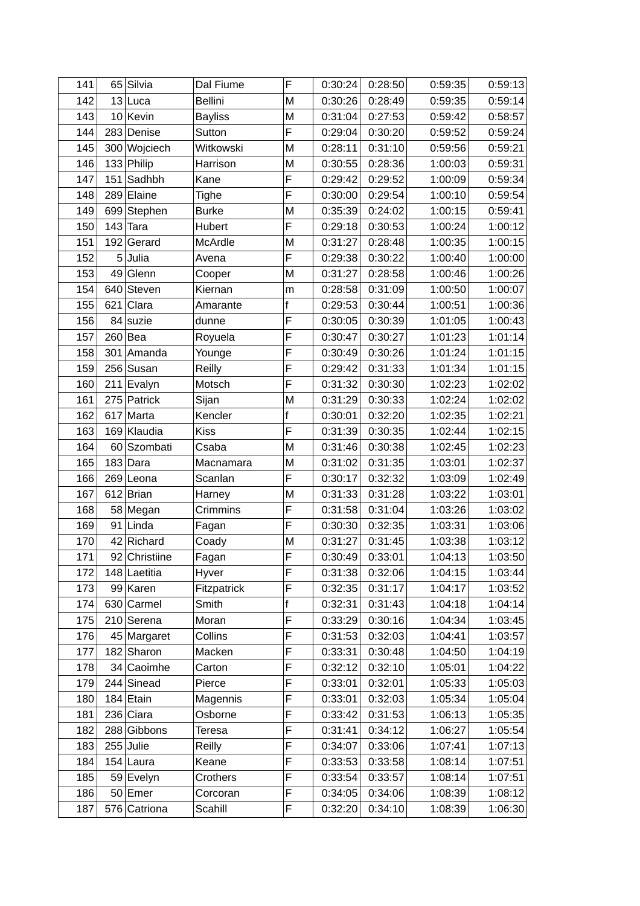| | | | | | | | | |
|---|---|---|---|---|---|---|---|---|
| 141 | 65 | Silvia | Dal Fiume | F | 0:30:24 | 0:28:50 | 0:59:35 | 0:59:13 |
| 142 | 13 | Luca | Bellini | M | 0:30:26 | 0:28:49 | 0:59:35 | 0:59:14 |
| 143 | 10 | Kevin | Bayliss | M | 0:31:04 | 0:27:53 | 0:59:42 | 0:58:57 |
| 144 | 283 | Denise | Sutton | F | 0:29:04 | 0:30:20 | 0:59:52 | 0:59:24 |
| 145 | 300 | Wojciech | Witkowski | M | 0:28:11 | 0:31:10 | 0:59:56 | 0:59:21 |
| 146 | 133 | Philip | Harrison | M | 0:30:55 | 0:28:36 | 1:00:03 | 0:59:31 |
| 147 | 151 | Sadhbh | Kane | F | 0:29:42 | 0:29:52 | 1:00:09 | 0:59:34 |
| 148 | 289 | Elaine | Tighe | F | 0:30:00 | 0:29:54 | 1:00:10 | 0:59:54 |
| 149 | 699 | Stephen | Burke | M | 0:35:39 | 0:24:02 | 1:00:15 | 0:59:41 |
| 150 | 143 | Tara | Hubert | F | 0:29:18 | 0:30:53 | 1:00:24 | 1:00:12 |
| 151 | 192 | Gerard | McArdle | M | 0:31:27 | 0:28:48 | 1:00:35 | 1:00:15 |
| 152 | 5 | Julia | Avena | F | 0:29:38 | 0:30:22 | 1:00:40 | 1:00:00 |
| 153 | 49 | Glenn | Cooper | M | 0:31:27 | 0:28:58 | 1:00:46 | 1:00:26 |
| 154 | 640 | Steven | Kiernan | m | 0:28:58 | 0:31:09 | 1:00:50 | 1:00:07 |
| 155 | 621 | Clara | Amarante | f | 0:29:53 | 0:30:44 | 1:00:51 | 1:00:36 |
| 156 | 84 | suzie | dunne | F | 0:30:05 | 0:30:39 | 1:01:05 | 1:00:43 |
| 157 | 260 | Bea | Royuela | F | 0:30:47 | 0:30:27 | 1:01:23 | 1:01:14 |
| 158 | 301 | Amanda | Younge | F | 0:30:49 | 0:30:26 | 1:01:24 | 1:01:15 |
| 159 | 256 | Susan | Reilly | F | 0:29:42 | 0:31:33 | 1:01:34 | 1:01:15 |
| 160 | 211 | Evalyn | Motsch | F | 0:31:32 | 0:30:30 | 1:02:23 | 1:02:02 |
| 161 | 275 | Patrick | Sijan | M | 0:31:29 | 0:30:33 | 1:02:24 | 1:02:02 |
| 162 | 617 | Marta | Kencler | f | 0:30:01 | 0:32:20 | 1:02:35 | 1:02:21 |
| 163 | 169 | Klaudia | Kiss | F | 0:31:39 | 0:30:35 | 1:02:44 | 1:02:15 |
| 164 | 60 | Szombati | Csaba | M | 0:31:46 | 0:30:38 | 1:02:45 | 1:02:23 |
| 165 | 183 | Dara | Macnamara | M | 0:31:02 | 0:31:35 | 1:03:01 | 1:02:37 |
| 166 | 269 | Leona | Scanlan | F | 0:30:17 | 0:32:32 | 1:03:09 | 1:02:49 |
| 167 | 612 | Brian | Harney | M | 0:31:33 | 0:31:28 | 1:03:22 | 1:03:01 |
| 168 | 58 | Megan | Crimmins | F | 0:31:58 | 0:31:04 | 1:03:26 | 1:03:02 |
| 169 | 91 | Linda | Fagan | F | 0:30:30 | 0:32:35 | 1:03:31 | 1:03:06 |
| 170 | 42 | Richard | Coady | M | 0:31:27 | 0:31:45 | 1:03:38 | 1:03:12 |
| 171 | 92 | Christiine | Fagan | F | 0:30:49 | 0:33:01 | 1:04:13 | 1:03:50 |
| 172 | 148 | Laetitia | Hyver | F | 0:31:38 | 0:32:06 | 1:04:15 | 1:03:44 |
| 173 | 99 | Karen | Fitzpatrick | F | 0:32:35 | 0:31:17 | 1:04:17 | 1:03:52 |
| 174 | 630 | Carmel | Smith | f | 0:32:31 | 0:31:43 | 1:04:18 | 1:04:14 |
| 175 | 210 | Serena | Moran | F | 0:33:29 | 0:30:16 | 1:04:34 | 1:03:45 |
| 176 | 45 | Margaret | Collins | F | 0:31:53 | 0:32:03 | 1:04:41 | 1:03:57 |
| 177 | 182 | Sharon | Macken | F | 0:33:31 | 0:30:48 | 1:04:50 | 1:04:19 |
| 178 | 34 | Caoimhe | Carton | F | 0:32:12 | 0:32:10 | 1:05:01 | 1:04:22 |
| 179 | 244 | Sinead | Pierce | F | 0:33:01 | 0:32:01 | 1:05:33 | 1:05:03 |
| 180 | 184 | Etain | Magennis | F | 0:33:01 | 0:32:03 | 1:05:34 | 1:05:04 |
| 181 | 236 | Ciara | Osborne | F | 0:33:42 | 0:31:53 | 1:06:13 | 1:05:35 |
| 182 | 288 | Gibbons | Teresa | F | 0:31:41 | 0:34:12 | 1:06:27 | 1:05:54 |
| 183 | 255 | Julie | Reilly | F | 0:34:07 | 0:33:06 | 1:07:41 | 1:07:13 |
| 184 | 154 | Laura | Keane | F | 0:33:53 | 0:33:58 | 1:08:14 | 1:07:51 |
| 185 | 59 | Evelyn | Crothers | F | 0:33:54 | 0:33:57 | 1:08:14 | 1:07:51 |
| 186 | 50 | Emer | Corcoran | F | 0:34:05 | 0:34:06 | 1:08:39 | 1:08:12 |
| 187 | 576 | Catriona | Scahill | F | 0:32:20 | 0:34:10 | 1:08:39 | 1:06:30 |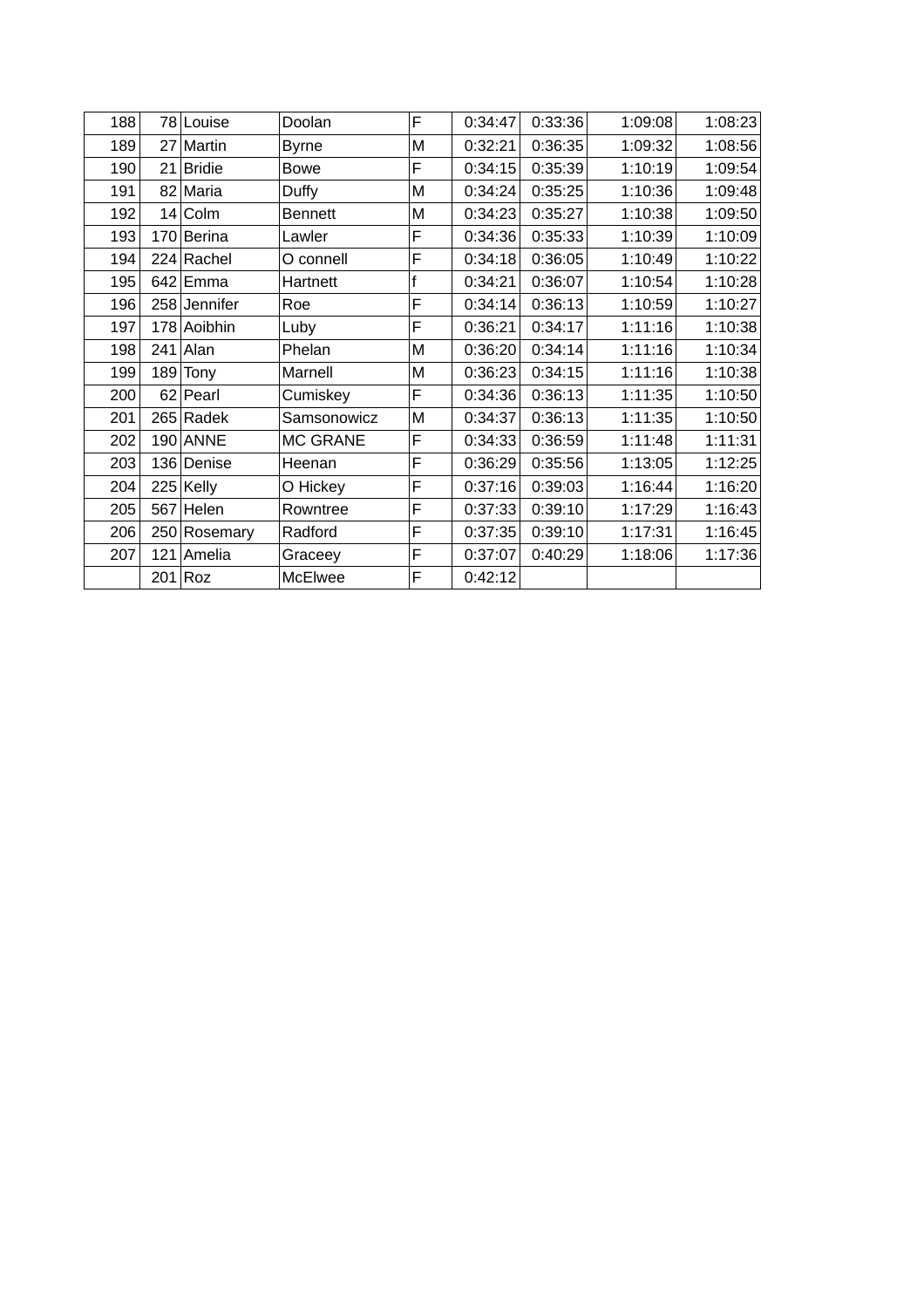| | | | | | | | | |
|---|---|---|---|---|---|---|---|---|
| 188 | 78 | Louise | Doolan | F | 0:34:47 | 0:33:36 | 1:09:08 | 1:08:23 |
| 189 | 27 | Martin | Byrne | M | 0:32:21 | 0:36:35 | 1:09:32 | 1:08:56 |
| 190 | 21 | Bridie | Bowe | F | 0:34:15 | 0:35:39 | 1:10:19 | 1:09:54 |
| 191 | 82 | Maria | Duffy | M | 0:34:24 | 0:35:25 | 1:10:36 | 1:09:48 |
| 192 | 14 | Colm | Bennett | M | 0:34:23 | 0:35:27 | 1:10:38 | 1:09:50 |
| 193 | 170 | Berina | Lawler | F | 0:34:36 | 0:35:33 | 1:10:39 | 1:10:09 |
| 194 | 224 | Rachel | O connell | F | 0:34:18 | 0:36:05 | 1:10:49 | 1:10:22 |
| 195 | 642 | Emma | Hartnett | f | 0:34:21 | 0:36:07 | 1:10:54 | 1:10:28 |
| 196 | 258 | Jennifer | Roe | F | 0:34:14 | 0:36:13 | 1:10:59 | 1:10:27 |
| 197 | 178 | Aoibhin | Luby | F | 0:36:21 | 0:34:17 | 1:11:16 | 1:10:38 |
| 198 | 241 | Alan | Phelan | M | 0:36:20 | 0:34:14 | 1:11:16 | 1:10:34 |
| 199 | 189 | Tony | Marnell | M | 0:36:23 | 0:34:15 | 1:11:16 | 1:10:38 |
| 200 | 62 | Pearl | Cumiskey | F | 0:34:36 | 0:36:13 | 1:11:35 | 1:10:50 |
| 201 | 265 | Radek | Samsonowicz | M | 0:34:37 | 0:36:13 | 1:11:35 | 1:10:50 |
| 202 | 190 | ANNE | MC GRANE | F | 0:34:33 | 0:36:59 | 1:11:48 | 1:11:31 |
| 203 | 136 | Denise | Heenan | F | 0:36:29 | 0:35:56 | 1:13:05 | 1:12:25 |
| 204 | 225 | Kelly | O Hickey | F | 0:37:16 | 0:39:03 | 1:16:44 | 1:16:20 |
| 205 | 567 | Helen | Rowntree | F | 0:37:33 | 0:39:10 | 1:17:29 | 1:16:43 |
| 206 | 250 | Rosemary | Radford | F | 0:37:35 | 0:39:10 | 1:17:31 | 1:16:45 |
| 207 | 121 | Amelia | Graceey | F | 0:37:07 | 0:40:29 | 1:18:06 | 1:17:36 |
| | 201 | Roz | McElwee | F | 0:42:12 | | | |